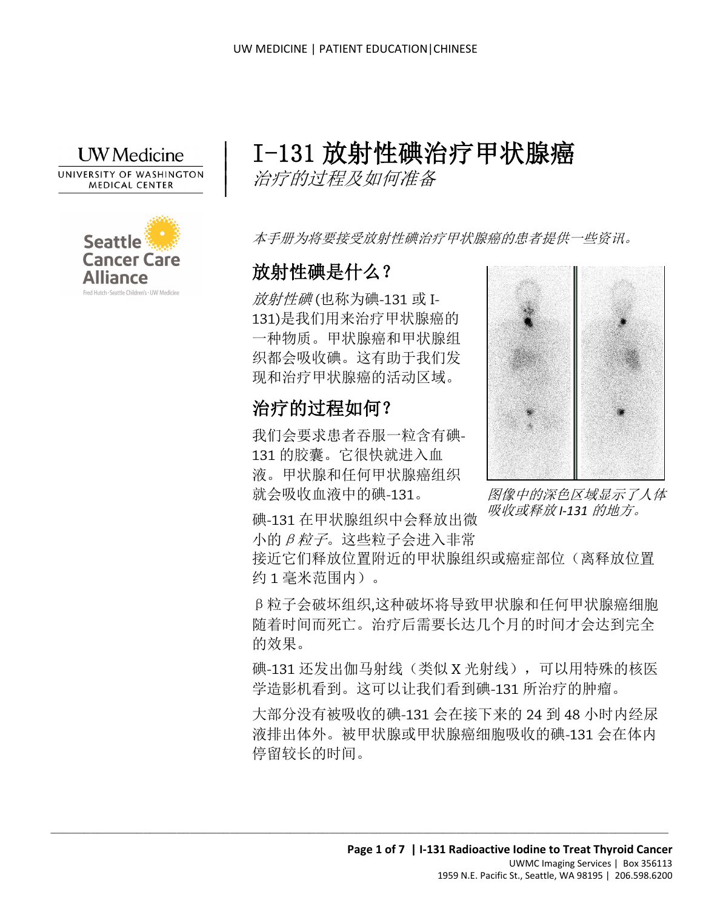# I-131 放射性碘治疗甲状腺癌

*治疗的过程及如何准备*

*本手册为将要接受放射性碘治疗甲状腺癌的患者提供一些资讯。*

## 放射性碘是什么？

*放射性碘*(也称为碘-131 或 I-131)是我们用来治疗甲状腺癌的一种物质。甲状腺癌和甲状腺组织都会吸收碘。这有助于我们发现和治疗甲状腺癌的活动区域。

## 治疗的过程如何？

我们会要求患者吞服一粒含有碘-131 的胶囊。它很快就进入血液。甲状腺和任何甲状腺癌组织就会吸收血液中的碘-131。

*图像中的深色区域显示了人体吸收或释放 I-131 的地方。*

碘-131 在甲状腺组织中会释放出微小的 *β 粒子*。这些粒子会进入非常接近它们释放位置附近的甲状腺组织或癌症部位（离释放位置约 1 毫米范围内）。

β 粒子会破坏组织,这种破坏将导致甲状腺和任何甲状腺癌细胞随着时间而死亡。治疗后需要长达几个月的时间才会达到完全的效果。

碘-131 还发出伽马射线（类似 X 光射线），可以用特殊的核医学造影机看到。这可以让我们看到碘-131 所治疗的肿瘤。

大部分没有被吸收的碘-131 会在接下来的 24 到 48 小时内经尿液排出体外。被甲状腺或甲状腺癌细胞吸收的碘-131 会在体内停留较长的时间。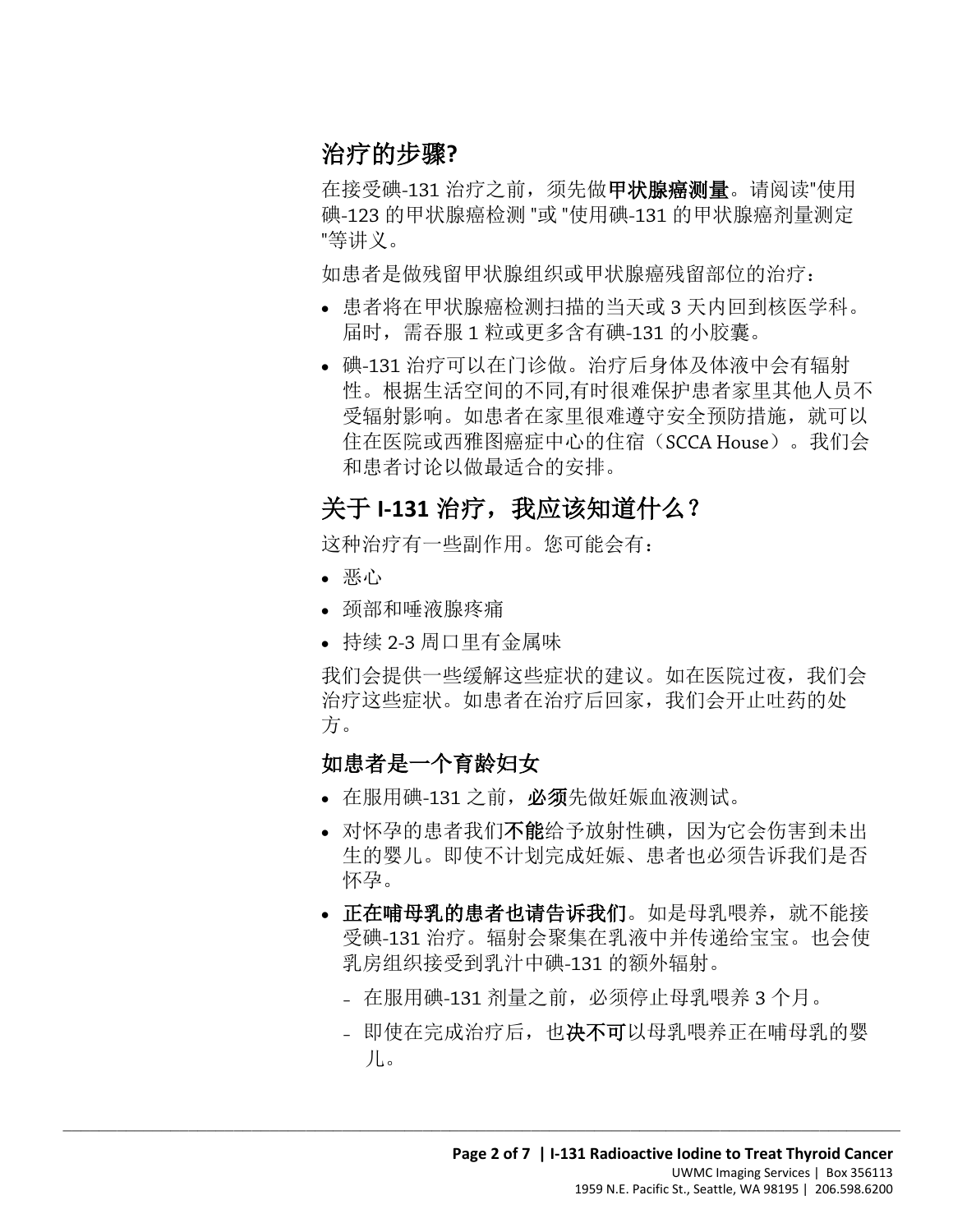## 治疗的步骤?

在接受碘-131 治疗之前，须先做**甲状腺癌测量**。请阅读"使用碘-123 的甲状腺癌检测 "或 "使用碘-131 的甲状腺癌剂量测定 "等讲义。

如患者是做残留甲状腺组织或甲状腺癌残留部位的治疗：

- 患者将在甲状腺癌检测扫描的当天或 3 天内回到核医学科。届时，需吞服 1 粒或更多含有碘-131 的小胶囊。
- 碘-131 治疗可以在门诊做。治疗后身体及体液中会有辐射性。根据生活空间的不同,有时很难保护患者家里其他人员不受辐射影响。如患者在家里很难遵守安全预防措施，就可以住在医院或西雅图癌症中心的住宿（SCCA House）。我们会和患者讨论以做最适合的安排。

## 关于 I-131 治疗，我应该知道什么？

这种治疗有一些副作用。您可能会有：

- 恶心
- 颈部和唾液腺疼痛
- 持续 2-3 周口里有金属味

我们会提供一些缓解这些症状的建议。如在医院过夜，我们会治疗这些症状。如患者在治疗后回家，我们会开止吐药的处方。

### 如患者是一个育龄妇女

- 在服用碘-131 之前，**必须**先做妊娠血液测试。
- 对怀孕的患者我们**不能**给予放射性碘，因为它会伤害到未出生的婴儿。即使不计划完成妊娠、患者也必须告诉我们是否怀孕。
- **正在哺母乳的患者也请告诉我们**。如是母乳喂养，就不能接受碘-131 治疗。辐射会聚集在乳液中并传递给宝宝。也会使乳房组织接受到乳汁中碘-131 的额外辐射。
  - 在服用碘-131 剂量之前，必须停止母乳喂养 3 个月。
  - 即使在完成治疗后，也**决不可**以母乳喂养正在哺母乳的婴儿。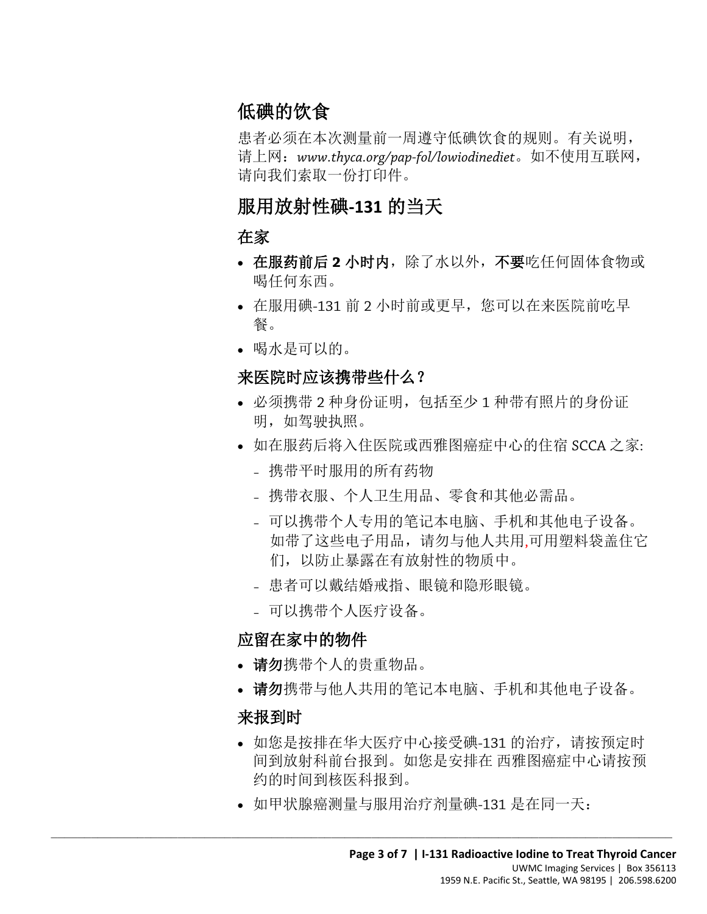## 低碘的饮食

患者必须在本次测量前一周遵守低碘饮食的规则。有关说明，请上网：*www.thyca.org/pap-fol/lowiodinediet*。如不使用互联网，请向我们索取一份打印件。

## 服用放射性碘-131 的当天

### 在家

- **在服药前后 2 小时内**，除了水以外，**不要**吃任何固体食物或喝任何东西。
- 在服用碘-131 前 2 小时前或更早，您可以在来医院前吃早餐。
- 喝水是可以的。

### 来医院时应该携带些什么？

- 必须携带 2 种身份证明，包括至少 1 种带有照片的身份证明，如驾驶执照。
- 如在服药后将入住医院或西雅图癌症中心的住宿 SCCA 之家:
  - 携带平时服用的所有药物
  - 携带衣服、个人卫生用品、零食和其他必需品。
  - 可以携带个人专用的笔记本电脑、手机和其他电子设备。如带了这些电子用品，请勿与他人共用,可用塑料袋盖住它们，以防止暴露在有放射性的物质中。
  - 患者可以戴结婚戒指、眼镜和隐形眼镜。
  - 可以携带个人医疗设备。

### 应留在家中的物件

- **请勿**携带个人的贵重物品。
- **请勿**携带与他人共用的笔记本电脑、手机和其他电子设备。

### 来报到时

- 如您是按排在华大医疗中心接受碘-131 的治疗，请按预定时间到放射科前台报到。如您是安排在 西雅图癌症中心请按预约的时间到核医科报到。
- 如甲状腺癌测量与服用治疗剂量碘-131 是在同一天：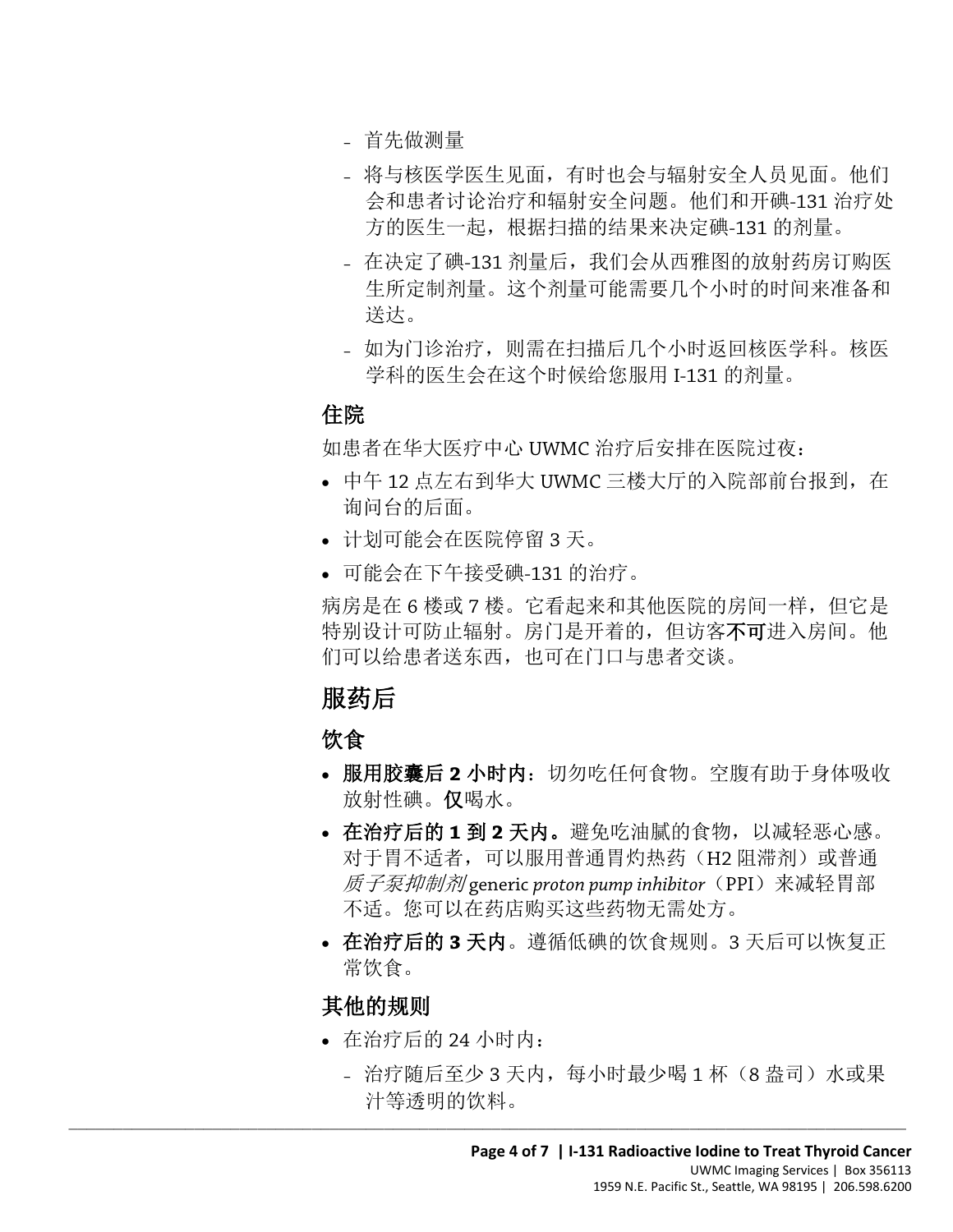- 首先做测量
- 将与核医学医生见面，有时也会与辐射安全人员见面。他们会和患者讨论治疗和辐射安全问题。他们和开碘-131 治疗处方的医生一起，根据扫描的结果来决定碘-131 的剂量。
- 在决定了碘-131 剂量后，我们会从西雅图的放射药房订购医生所定制剂量。这个剂量可能需要几个小时的时间来准备和送达。
- 如为门诊治疗，则需在扫描后几个小时返回核医学科。核医学科的医生会在这个时候给您服用 I-131 的剂量。

### 住院

如患者在华大医疗中心 UWMC 治疗后安排在医院过夜：

- 中午 12 点左右到华大 UWMC 三楼大厅的入院部前台报到，在询问台的后面。
- 计划可能会在医院停留 3 天。
- 可能会在下午接受碘-131 的治疗。

病房是在 6 楼或 7 楼。它看起来和其他医院的房间一样，但它是特别设计可防止辐射。房门是开着的，但访客**不可**进入房间。他们可以给患者送东西，也可在门口与患者交谈。

## 服药后

### 饮食

- **服用胶囊后 2 小时内**：切勿吃任何食物。空腹有助于身体吸收放射性碘。**仅**喝水。
- **在治疗后的 1 到 2 天内。**避免吃油腻的食物，以减轻恶心感。对于胃不适者，可以服用普通胃灼热药（H2 阻滞剂）或普通*质子泵抑制剂* generic *proton pump inhibitor*（PPI）来减轻胃部不适。您可以在药店购买这些药物无需处方。
- **在治疗后的 3 天内**。遵循低碘的饮食规则。3 天后可以恢复正常饮食。

### 其他的规则

- 在治疗后的 24 小时内：
  - 治疗随后至少 3 天内，每小时最少喝 1 杯（8 盎司）水或果汁等透明的饮料。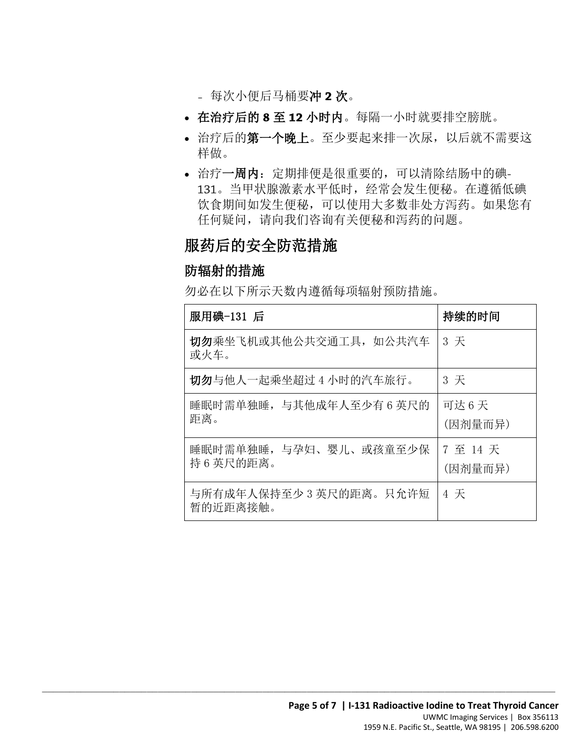- 每次小便后马桶要**冲 2 次**。

- **在治疗后的 8 至 12 小时内**。每隔一小时就要排空膀胱。
- 治疗后的**第一个晚上**。至少要起来排一次尿，以后就不需要这样做。
- 治疗**一周内**：定期排便是很重要的，可以清除结肠中的碘-131。当甲状腺激素水平低时，经常会发生便秘。在遵循低碘饮食期间如发生便秘，可以使用大多数非处方泻药。如果您有任何疑问，请向我们咨询有关便秘和泻药的问题。

## 服药后的安全防范措施

### 防辐射的措施

勿必在以下所示天数内遵循每项辐射预防措施。

| **服用碘-131 后** | **持续的时间** |
|---|---|
| **切勿**乘坐飞机或其他公共交通工具，如公共汽车或火车。 | 3 天 |
| **切勿**与他人一起乘坐超过 4 小时的汽车旅行。 | 3 天 |
| 睡眠时需单独睡，与其他成年人至少有 6 英尺的距离。 | 可达 6 天（因剂量而异） |
| 睡眠时需单独睡，与孕妇、婴儿、或孩童至少保持 6 英尺的距离。 | 7 至 14 天（因剂量而异） |
| 与所有成年人保持至少 3 英尺的距离。只允许短暂的近距离接触。 | 4 天 |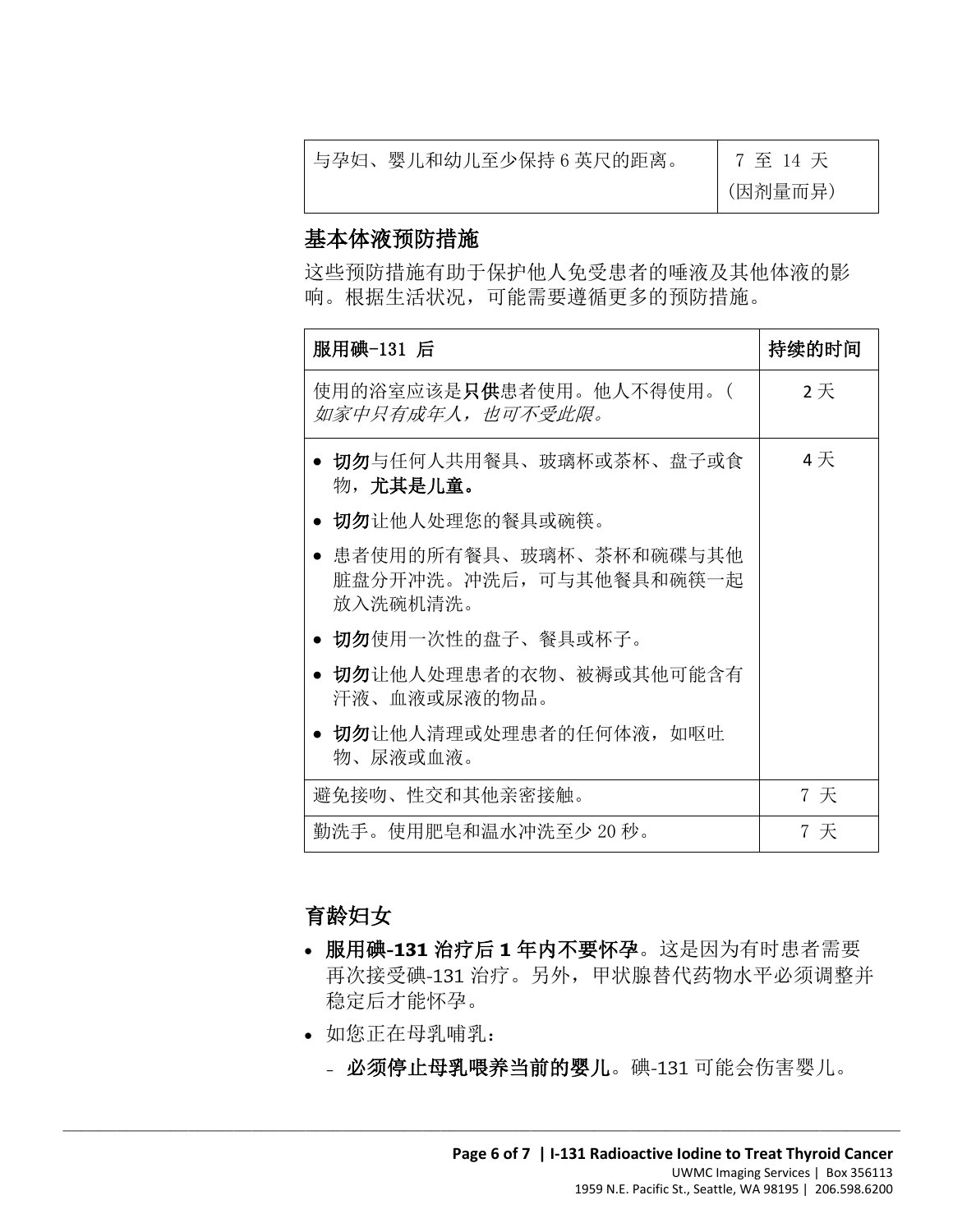| 与孕妇、婴儿和幼儿至少保持 6 英尺的距离。 | 7 至 14 天（因剂量而异） |
|---|---|

## 基本体液预防措施

这些预防措施有助于保护他人免受患者的唾液及其他体液的影响。根据生活状况，可能需要遵循更多的预防措施。

| 服用碘-131 后 | 持续的时间 |
|---|---|
| 使用的浴室应该是**只供**患者使用。他人不得使用。（*如家中只有成年人，也可不受此限。* | 2 天 |
| • **切勿**与任何人共用餐具、玻璃杯或茶杯、盘子或食物，**尤其是儿童。**<br>• **切勿**让他人处理您的餐具或碗筷。<br>• 患者使用的所有餐具、玻璃杯、茶杯和碗碟与其他脏盘分开冲洗。冲洗后，可与其他餐具和碗筷一起放入洗碗机清洗。<br>• **切勿**使用一次性的盘子、餐具或杯子。<br>• **切勿**让他人处理患者的衣物、被褥或其他可能含有汗液、血液或尿液的物品。<br>• **切勿**让他人清理或处理患者的任何体液，如呕吐物、尿液或血液。 | 4 天 |
| 避免接吻、性交和其他亲密接触。 | 7 天 |
| 勤洗手。使用肥皂和温水冲洗至少 20 秒。 | 7 天 |

## 育龄妇女

- **服用碘-131 治疗后 1 年内不要怀孕**。这是因为有时患者需要再次接受碘-131 治疗。另外，甲状腺替代药物水平必须调整并稳定后才能怀孕。
- 如您正在母乳哺乳：
  - **必须停止母乳喂养当前的婴儿**。碘-131 可能会伤害婴儿。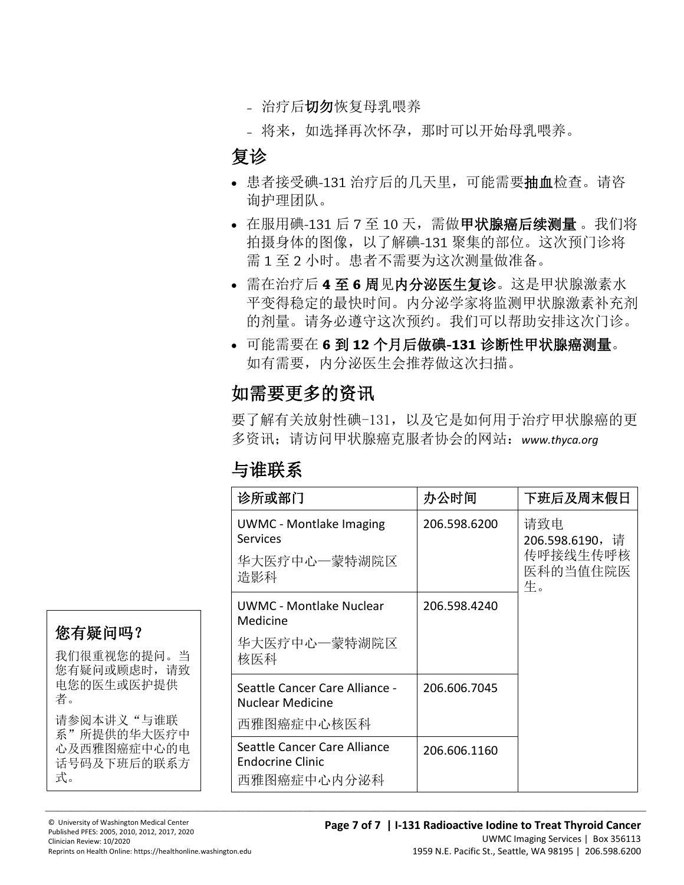- 治疗后**切勿**恢复母乳喂养
- 将来，如选择再次怀孕，那时可以开始母乳喂养。

## 复诊

- 患者接受碘-131 治疗后的几天里，可能需要**抽血**检查。请咨询护理团队。
- 在服用碘-131 后 7 至 10 天，需做**甲状腺癌后续测量** 。我们将拍摄身体的图像，以了解碘-131 聚集的部位。这次预门诊将需 1 至 2 小时。患者不需要为这次测量做准备。
- 需在治疗后 **4 至 6 周**见**内分泌医生复诊**。这是甲状腺激素水平变得稳定的最快时间。内分泌学家将监测甲状腺激素补充剂的剂量。请务必遵守这次预约。我们可以帮助安排这次门诊。
- 可能需要在 **6 到 12 个月后做碘-131 诊断性甲状腺癌测量**。如有需要，内分泌医生会推荐做这次扫描。

## 如需要更多的资讯

要了解有关放射性碘-131，以及它是如何用于治疗甲状腺癌的更多资讯；请访问甲状腺癌克服者协会的网站：*www.thyca.org*

## 与谁联系

| 诊所或部门 | 办公时间 | 下班后及周末假日 |
|---|---|---|
| UWMC - Montlake Imaging Services<br>华大医疗中心—蒙特湖院区造影科 | 206.598.6200 | 请致电 206.598.6190，请传呼接线生传呼核医科的当值住院医生。 |
| UWMC - Montlake Nuclear Medicine<br>华大医疗中心—蒙特湖院区核医科 | 206.598.4240 | |
| Seattle Cancer Care Alliance - Nuclear Medicine<br>西雅图癌症中心核医科 | 206.606.7045 | |
| Seattle Cancer Care Alliance Endocrine Clinic<br>西雅图癌症中心内分泌科 | 206.606.1160 | |

### 您有疑问吗？

我们很重视您的提问。当您有疑问或顾虑时，请致电您的医生或医护提供者。

请参阅本讲义“与谁联系”所提供的华大医疗中心及西雅图癌症中心的电话号码及下班后的联系方式。

© University of Washington Medical Center
Published PFES: 2005, 2010, 2012, 2017, 2020
Clinician Review: 10/2020
Reprints on Health Online: https://healthonline.washington.edu

**I-131 Radioactive Iodine to Treat Thyroid Cancer**
UWMC Imaging Services | Box 356113
1959 N.E. Pacific St., Seattle, WA 98195 | 206.598.6200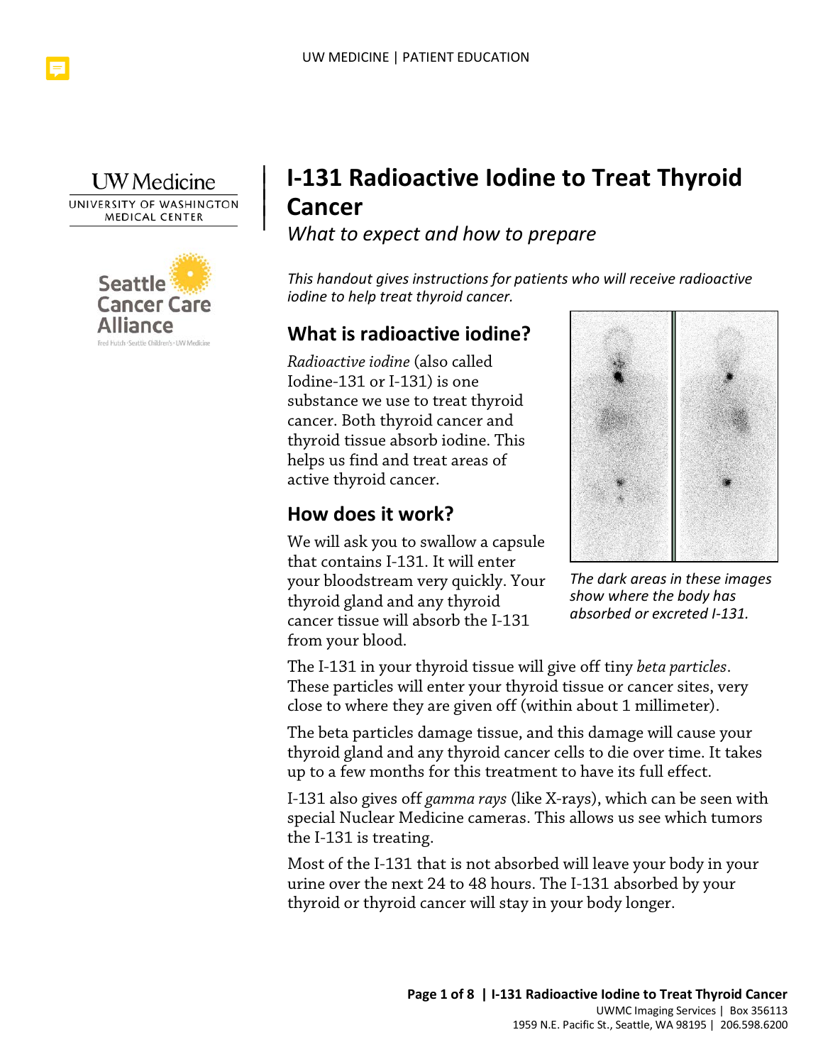# I-131 Radioactive Iodine to Treat Thyroid Cancer

*What to expect and how to prepare*

*This handout gives instructions for patients who will receive radioactive iodine to help treat thyroid cancer.*

## What is radioactive iodine?

*Radioactive iodine* (also called Iodine-131 or I-131) is one substance we use to treat thyroid cancer. Both thyroid cancer and thyroid tissue absorb iodine. This helps us find and treat areas of active thyroid cancer.

*The dark areas in these images show where the body has absorbed or excreted I-131.*

## How does it work?

We will ask you to swallow a capsule that contains I-131. It will enter your bloodstream very quickly. Your thyroid gland and any thyroid cancer tissue will absorb the I-131 from your blood.

The I-131 in your thyroid tissue will give off tiny *beta particles*. These particles will enter your thyroid tissue or cancer sites, very close to where they are given off (within about 1 millimeter).

The beta particles damage tissue, and this damage will cause your thyroid gland and any thyroid cancer cells to die over time. It takes up to a few months for this treatment to have its full effect.

I-131 also gives off *gamma rays* (like X-rays), which can be seen with special Nuclear Medicine cameras. This allows us see which tumors the I-131 is treating.

Most of the I-131 that is not absorbed will leave your body in your urine over the next 24 to 48 hours. The I-131 absorbed by your thyroid or thyroid cancer will stay in your body longer.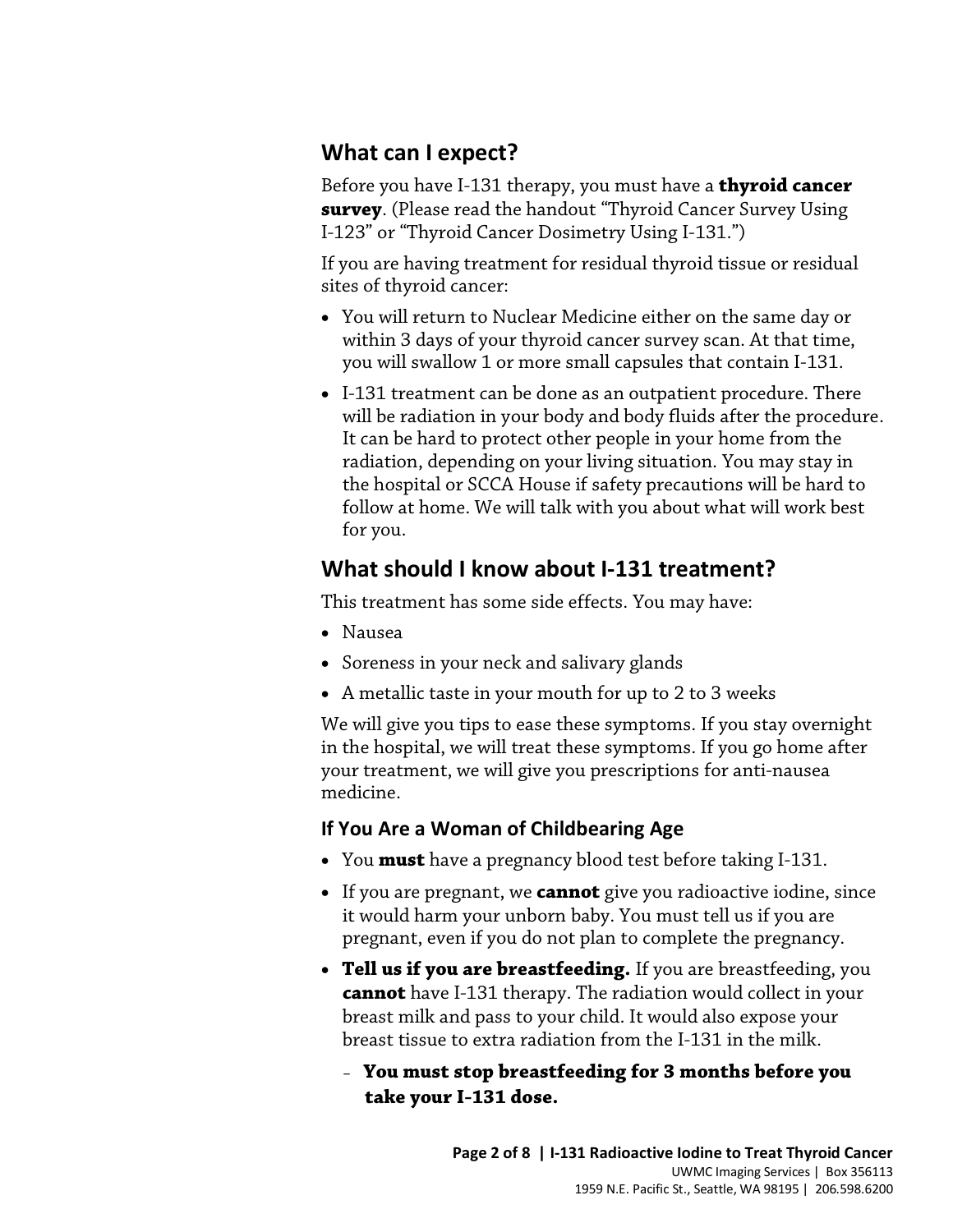## What can I expect?

Before you have I-131 therapy, you must have a **thyroid cancer survey**. (Please read the handout "Thyroid Cancer Survey Using I-123" or "Thyroid Cancer Dosimetry Using I-131.")

If you are having treatment for residual thyroid tissue or residual sites of thyroid cancer:

- You will return to Nuclear Medicine either on the same day or within 3 days of your thyroid cancer survey scan. At that time, you will swallow 1 or more small capsules that contain I-131.
- I-131 treatment can be done as an outpatient procedure. There will be radiation in your body and body fluids after the procedure. It can be hard to protect other people in your home from the radiation, depending on your living situation. You may stay in the hospital or SCCA House if safety precautions will be hard to follow at home. We will talk with you about what will work best for you.

## What should I know about I-131 treatment?

This treatment has some side effects. You may have:

- Nausea
- Soreness in your neck and salivary glands
- A metallic taste in your mouth for up to 2 to 3 weeks

We will give you tips to ease these symptoms. If you stay overnight in the hospital, we will treat these symptoms. If you go home after your treatment, we will give you prescriptions for anti-nausea medicine.

### If You Are a Woman of Childbearing Age

- You **must** have a pregnancy blood test before taking I-131.
- If you are pregnant, we **cannot** give you radioactive iodine, since it would harm your unborn baby. You must tell us if you are pregnant, even if you do not plan to complete the pregnancy.
- **Tell us if you are breastfeeding.** If you are breastfeeding, you **cannot** have I-131 therapy. The radiation would collect in your breast milk and pass to your child. It would also expose your breast tissue to extra radiation from the I-131 in the milk.
  - **You must stop breastfeeding for 3 months before you take your I-131 dose.**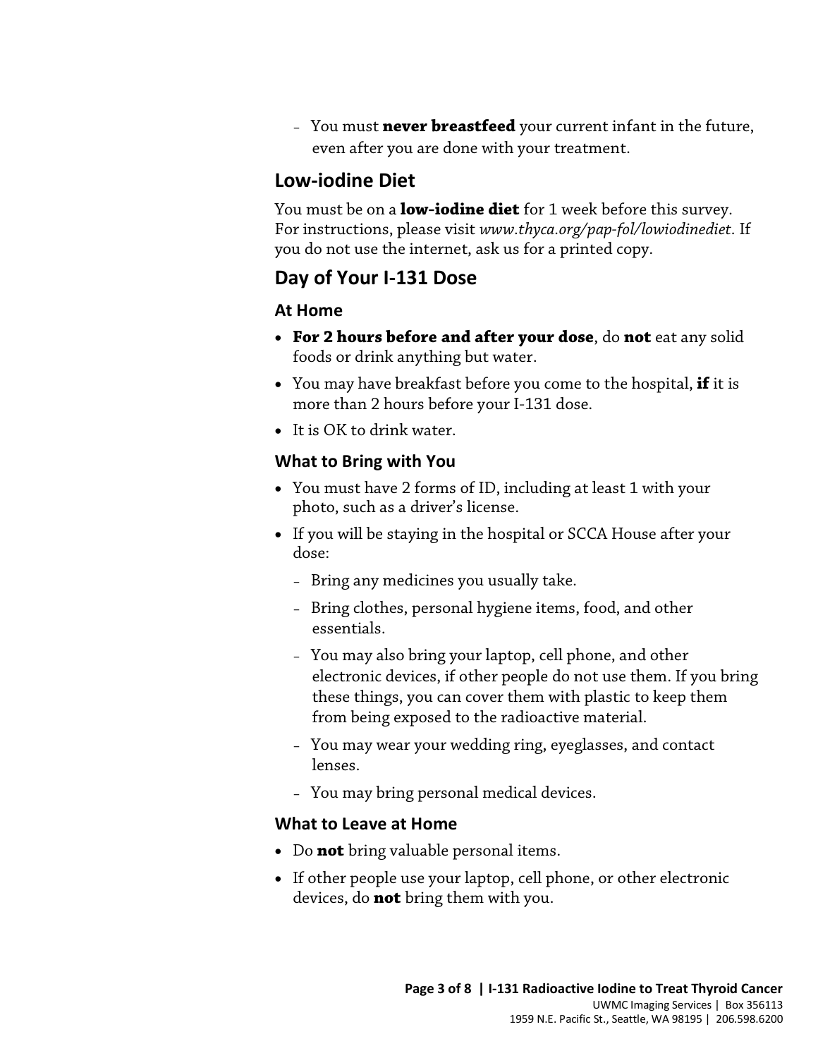- You must **never breastfeed** your current infant in the future, even after you are done with your treatment.

## Low-iodine Diet

You must be on a **low-iodine diet** for 1 week before this survey. For instructions, please visit *www.thyca.org/pap-fol/lowiodinediet*. If you do not use the internet, ask us for a printed copy.

## Day of Your I-131 Dose

### At Home

- **For 2 hours before and after your dose**, do **not** eat any solid foods or drink anything but water.
- You may have breakfast before you come to the hospital, **if** it is more than 2 hours before your I-131 dose.
- It is OK to drink water.

### What to Bring with You

- You must have 2 forms of ID, including at least 1 with your photo, such as a driver's license.
- If you will be staying in the hospital or SCCA House after your dose:
  - Bring any medicines you usually take.
  - Bring clothes, personal hygiene items, food, and other essentials.
  - You may also bring your laptop, cell phone, and other electronic devices, if other people do not use them. If you bring these things, you can cover them with plastic to keep them from being exposed to the radioactive material.
  - You may wear your wedding ring, eyeglasses, and contact lenses.
  - You may bring personal medical devices.

### What to Leave at Home

- Do **not** bring valuable personal items.
- If other people use your laptop, cell phone, or other electronic devices, do **not** bring them with you.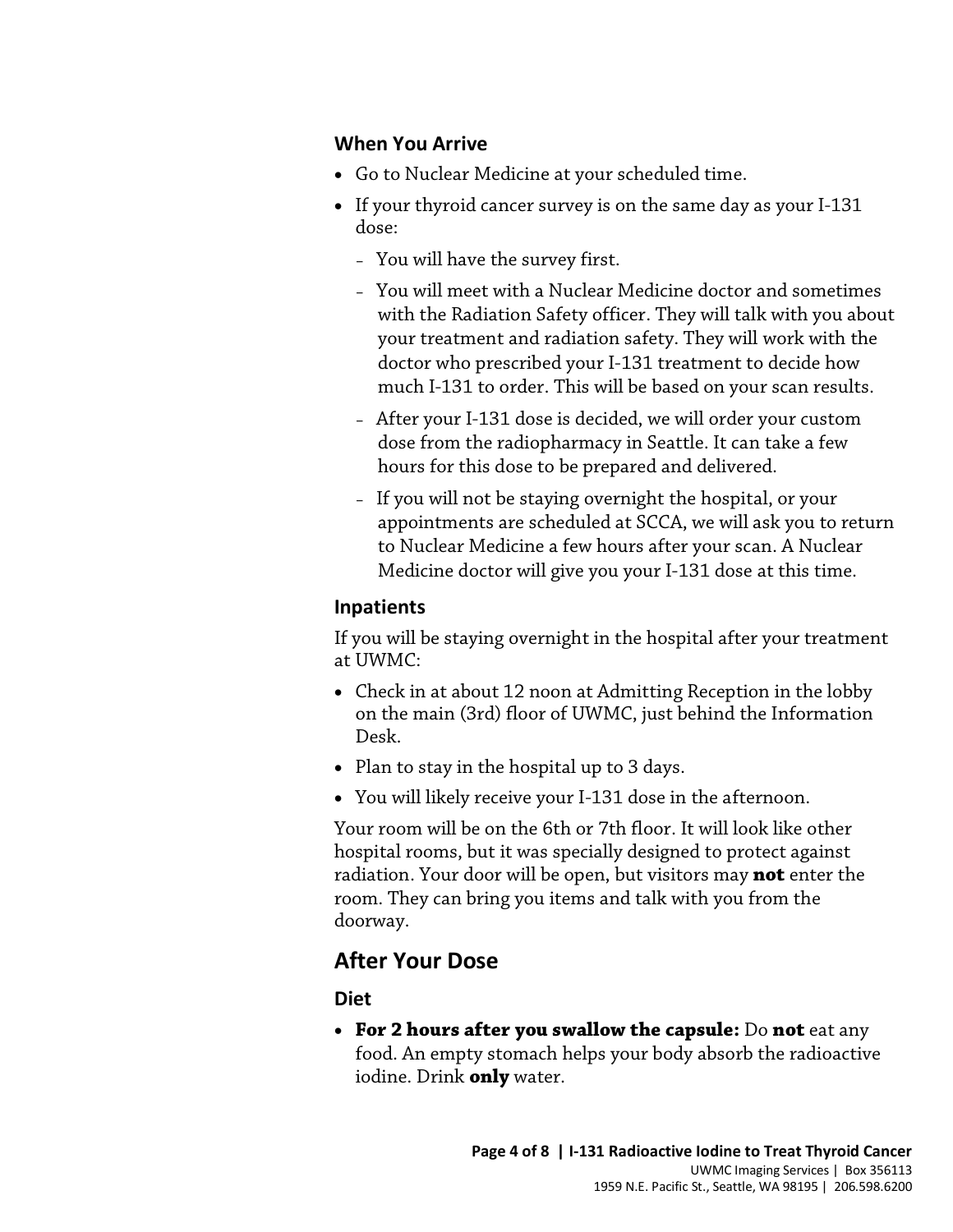### When You Arrive

- Go to Nuclear Medicine at your scheduled time.
- If your thyroid cancer survey is on the same day as your I-131 dose:
  - You will have the survey first.
  - You will meet with a Nuclear Medicine doctor and sometimes with the Radiation Safety officer. They will talk with you about your treatment and radiation safety. They will work with the doctor who prescribed your I-131 treatment to decide how much I-131 to order. This will be based on your scan results.
  - After your I-131 dose is decided, we will order your custom dose from the radiopharmacy in Seattle. It can take a few hours for this dose to be prepared and delivered.
  - If you will not be staying overnight the hospital, or your appointments are scheduled at SCCA, we will ask you to return to Nuclear Medicine a few hours after your scan. A Nuclear Medicine doctor will give you your I-131 dose at this time.

### Inpatients

If you will be staying overnight in the hospital after your treatment at UWMC:

- Check in at about 12 noon at Admitting Reception in the lobby on the main (3rd) floor of UWMC, just behind the Information Desk.
- Plan to stay in the hospital up to 3 days.
- You will likely receive your I-131 dose in the afternoon.

Your room will be on the 6th or 7th floor. It will look like other hospital rooms, but it was specially designed to protect against radiation. Your door will be open, but visitors may **not** enter the room. They can bring you items and talk with you from the doorway.

## After Your Dose

### Diet

- **For 2 hours after you swallow the capsule:** Do **not** eat any food. An empty stomach helps your body absorb the radioactive iodine. Drink **only** water.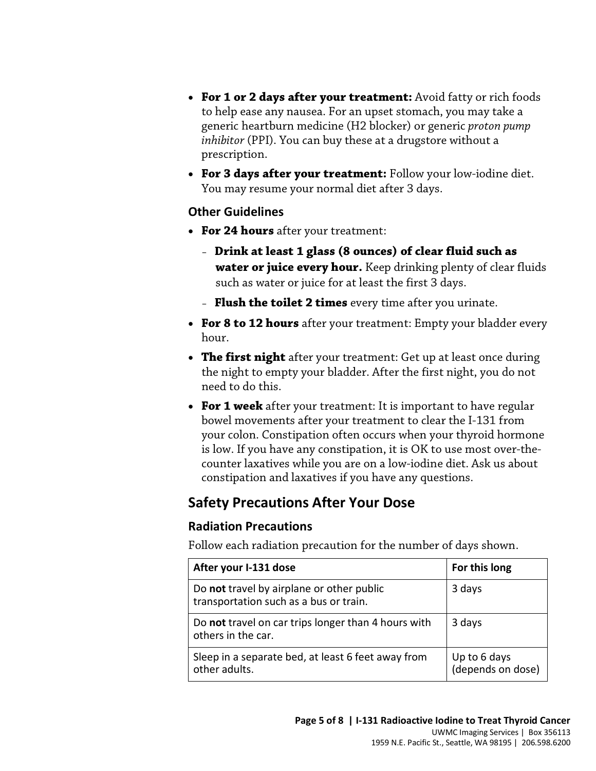- **For 1 or 2 days after your treatment:** Avoid fatty or rich foods to help ease any nausea. For an upset stomach, you may take a generic heartburn medicine (H2 blocker) or generic *proton pump inhibitor* (PPI). You can buy these at a drugstore without a prescription.
- **For 3 days after your treatment:** Follow your low-iodine diet. You may resume your normal diet after 3 days.

### Other Guidelines

- **For 24 hours** after your treatment:
  - **Drink at least 1 glass (8 ounces) of clear fluid such as water or juice every hour.** Keep drinking plenty of clear fluids such as water or juice for at least the first 3 days.
  - **Flush the toilet 2 times** every time after you urinate.
- **For 8 to 12 hours** after your treatment: Empty your bladder every hour.
- **The first night** after your treatment: Get up at least once during the night to empty your bladder. After the first night, you do not need to do this.
- **For 1 week** after your treatment: It is important to have regular bowel movements after your treatment to clear the I-131 from your colon. Constipation often occurs when your thyroid hormone is low. If you have any constipation, it is OK to use most over-the-counter laxatives while you are on a low-iodine diet. Ask us about constipation and laxatives if you have any questions.

## Safety Precautions After Your Dose

### Radiation Precautions

Follow each radiation precaution for the number of days shown.

| After your I-131 dose | For this long |
|---|---|
| Do **not** travel by airplane or other public transportation such as a bus or train. | 3 days |
| Do **not** travel on car trips longer than 4 hours with others in the car. | 3 days |
| Sleep in a separate bed, at least 6 feet away from other adults. | Up to 6 days (depends on dose) |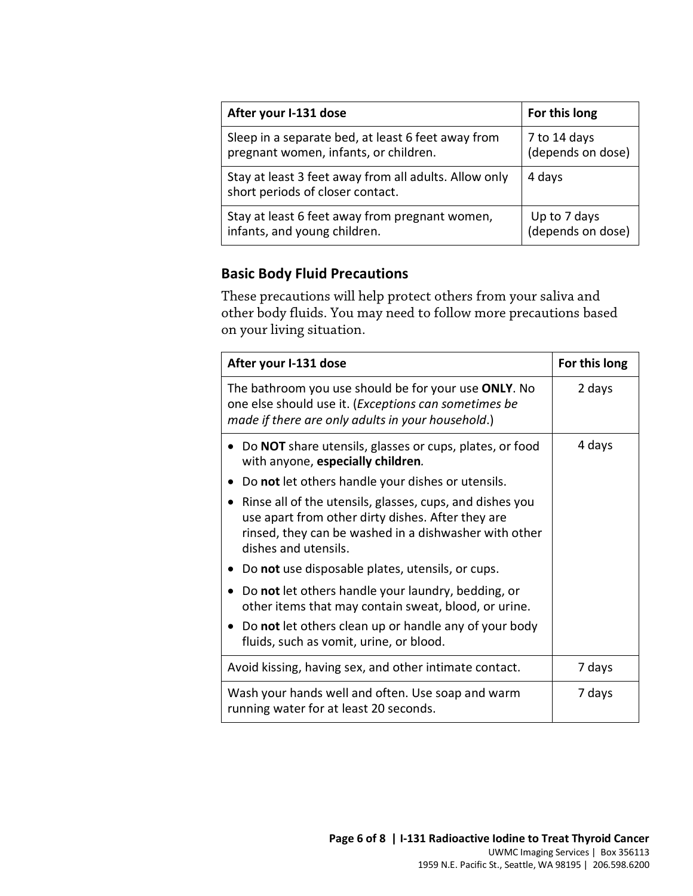| After your I-131 dose | For this long |
|---|---|
| Sleep in a separate bed, at least 6 feet away from pregnant women, infants, or children. | 7 to 14 days (depends on dose) |
| Stay at least 3 feet away from all adults. Allow only short periods of closer contact. | 4 days |
| Stay at least 6 feet away from pregnant women, infants, and young children. | Up to 7 days (depends on dose) |

### Basic Body Fluid Precautions

These precautions will help protect others from your saliva and other body fluids. You may need to follow more precautions based on your living situation.

| After your I-131 dose | For this long |
|---|---|
| The bathroom you use should be for your use **ONLY**. No one else should use it. (*Exceptions can sometimes be made if there are only adults in your household*.) | 2 days |
| • Do **NOT** share utensils, glasses or cups, plates, or food with anyone, **especially children**.<br>• Do **not** let others handle your dishes or utensils.<br>• Rinse all of the utensils, glasses, cups, and dishes you use apart from other dirty dishes. After they are rinsed, they can be washed in a dishwasher with other dishes and utensils.<br>• Do **not** use disposable plates, utensils, or cups.<br>• Do **not** let others handle your laundry, bedding, or other items that may contain sweat, blood, or urine.<br>• Do **not** let others clean up or handle any of your body fluids, such as vomit, urine, or blood. | 4 days |
| Avoid kissing, having sex, and other intimate contact. | 7 days |
| Wash your hands well and often. Use soap and warm running water for at least 20 seconds. | 7 days |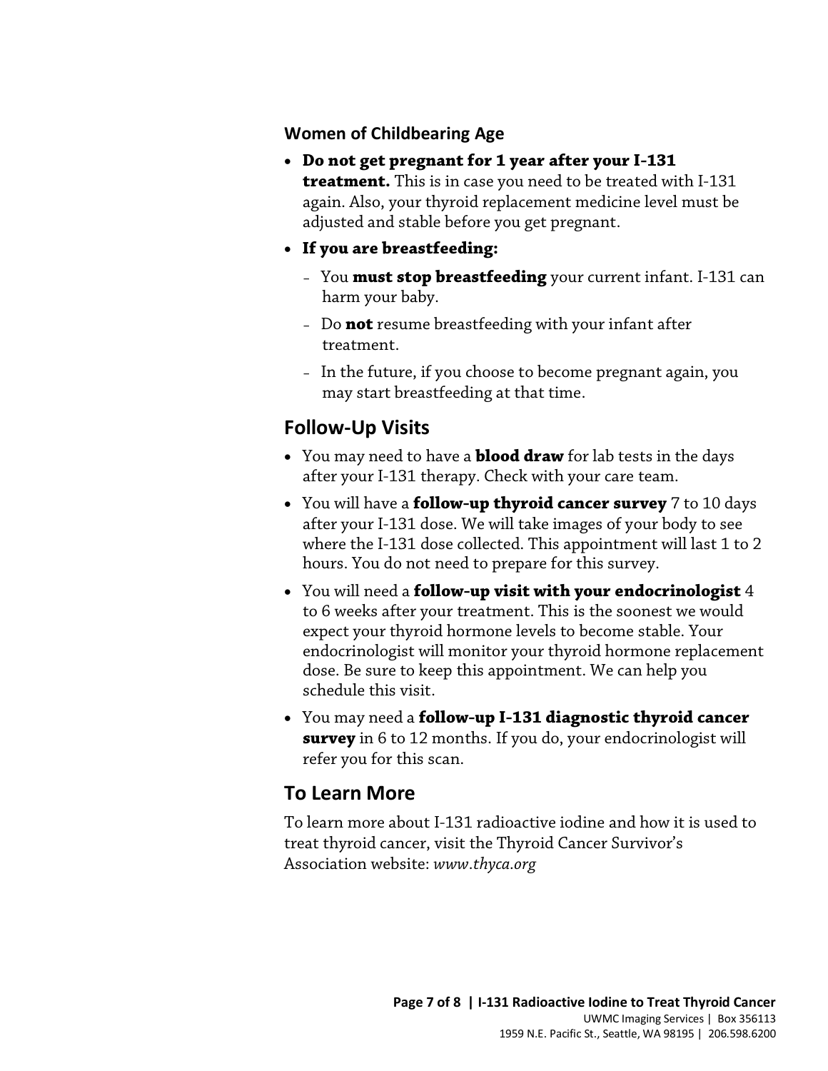### Women of Childbearing Age

- **Do not get pregnant for 1 year after your I-131 treatment.** This is in case you need to be treated with I-131 again. Also, your thyroid replacement medicine level must be adjusted and stable before you get pregnant.
- **If you are breastfeeding:**
  - You **must stop breastfeeding** your current infant. I-131 can harm your baby.
  - Do **not** resume breastfeeding with your infant after treatment.
  - In the future, if you choose to become pregnant again, you may start breastfeeding at that time.

## Follow-Up Visits

- You may need to have a **blood draw** for lab tests in the days after your I-131 therapy. Check with your care team.
- You will have a **follow-up thyroid cancer survey** 7 to 10 days after your I-131 dose. We will take images of your body to see where the I-131 dose collected. This appointment will last 1 to 2 hours. You do not need to prepare for this survey.
- You will need a **follow-up visit with your endocrinologist** 4 to 6 weeks after your treatment. This is the soonest we would expect your thyroid hormone levels to become stable. Your endocrinologist will monitor your thyroid hormone replacement dose. Be sure to keep this appointment. We can help you schedule this visit.
- You may need a **follow-up I-131 diagnostic thyroid cancer survey** in 6 to 12 months. If you do, your endocrinologist will refer you for this scan.

## To Learn More

To learn more about I-131 radioactive iodine and how it is used to treat thyroid cancer, visit the Thyroid Cancer Survivor's Association website: *www.thyca.org*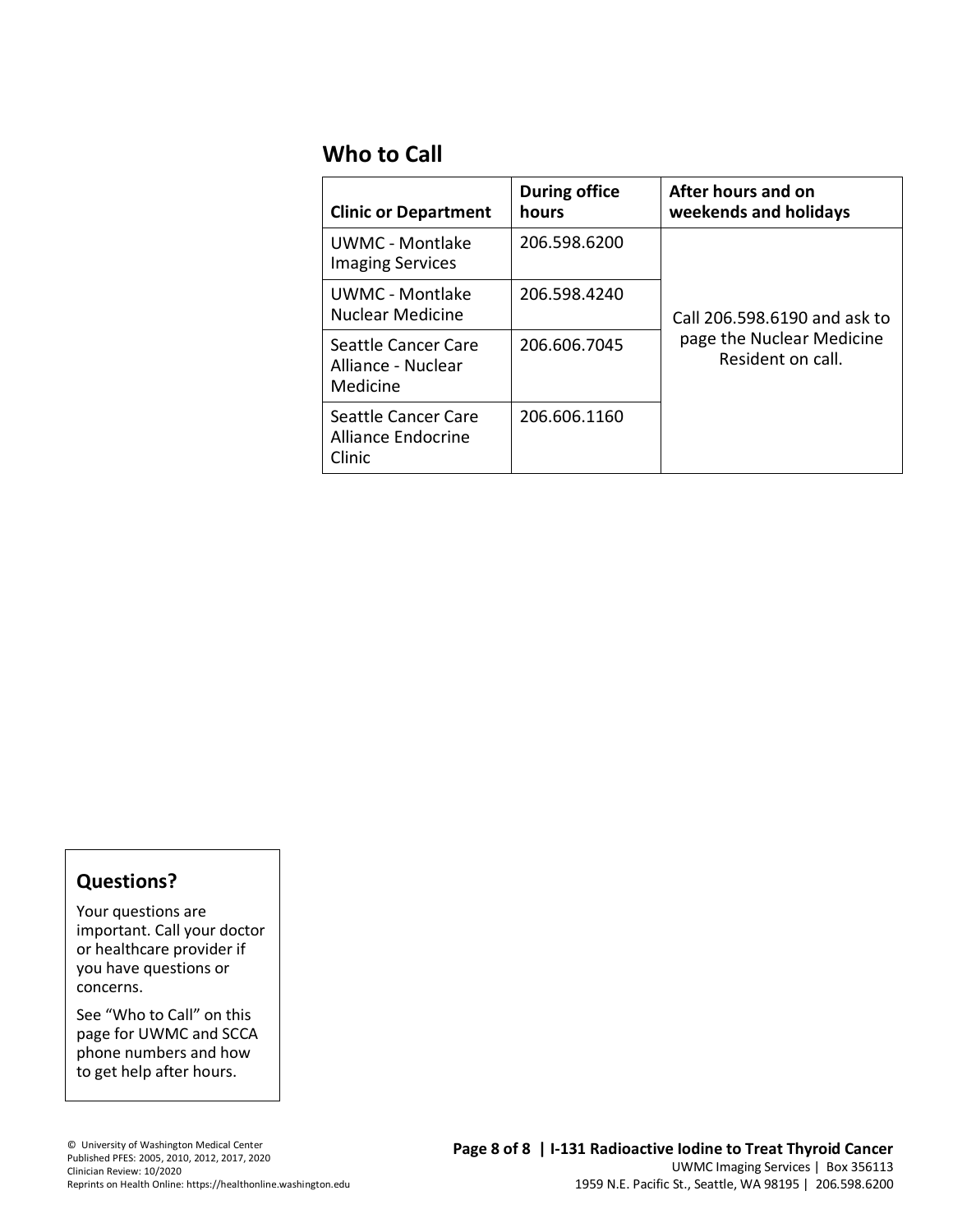## Who to Call

| Clinic or Department | During office hours | After hours and on weekends and holidays |
|---|---|---|
| UWMC - Montlake Imaging Services | 206.598.6200 | Call 206.598.6190 and ask to page the Nuclear Medicine Resident on call. |
| UWMC - Montlake Nuclear Medicine | 206.598.4240 | |
| Seattle Cancer Care Alliance - Nuclear Medicine | 206.606.7045 | |
| Seattle Cancer Care Alliance Endocrine Clinic | 206.606.1160 | |

### Questions?

Your questions are important. Call your doctor or healthcare provider if you have questions or concerns.

See "Who to Call" on this page for UWMC and SCCA phone numbers and how to get help after hours.

© University of Washington Medical Center
Published PFES: 2005, 2010, 2012, 2017, 2020
Clinician Review: 10/2020
Reprints on Health Online: https://healthonline.washington.edu

UWMC Imaging Services | Box 356113
1959 N.E. Pacific St., Seattle, WA 98195 | 206.598.6200